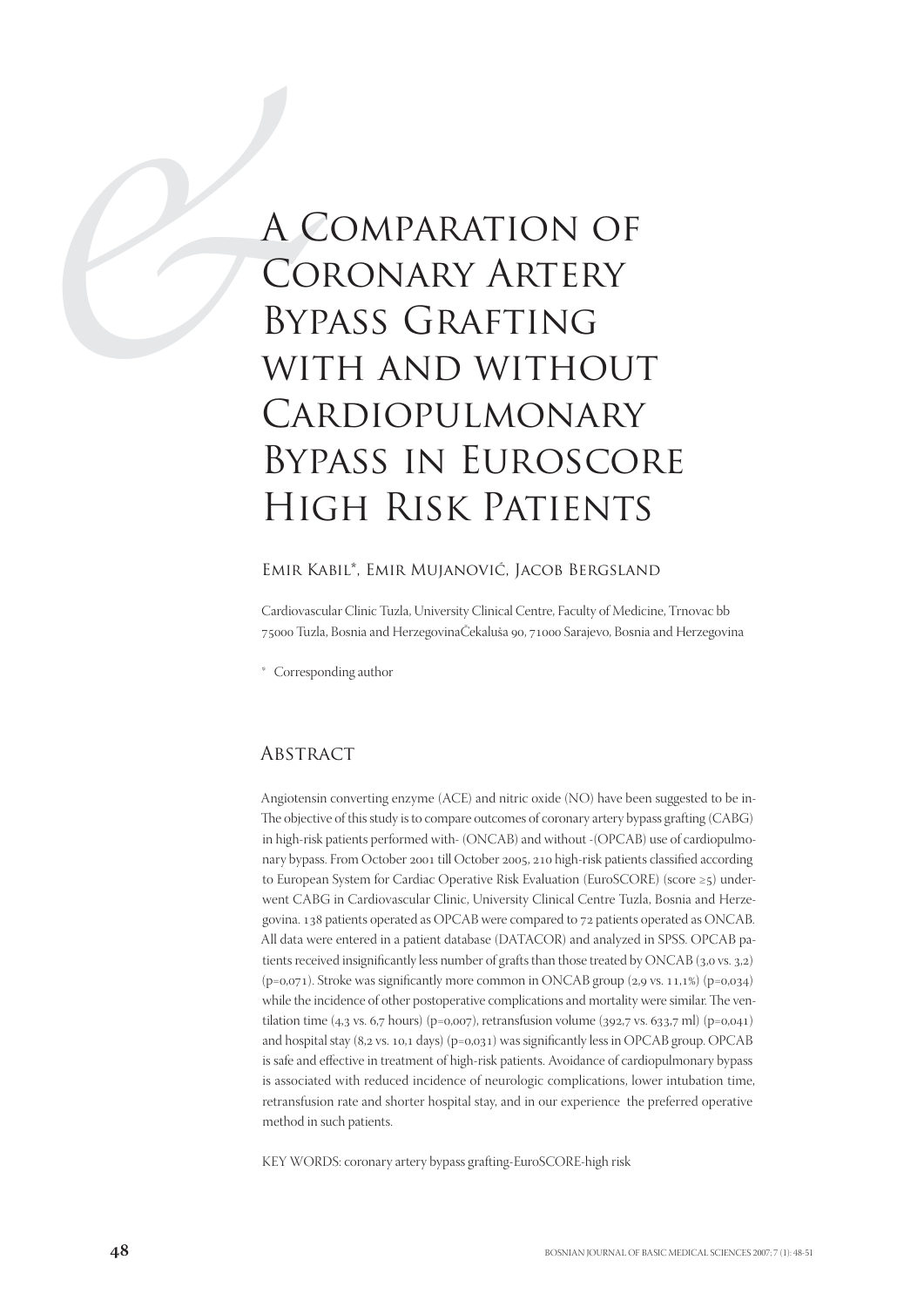# A Comparation of Coronary Artery Bypass Grafting with and without Cardiopulmonary Bypass in Euroscore High Risk Patients

Emir Kabil*, Emir Mujanović, Jacob Bergsland

Cardiovascular Clinic Tuzla, University Clinical Centre, Faculty of Medicine, Trnovac bb 75000 Tuzla, Bosnia and HerzegovinaČekaluša 90, 71000 Sarajevo, Bosnia and Herzegovina

\* Corresponding author

## Abstract

Angiotensin converting enzyme (ACE) and nitric oxide (NO) have been suggested to be in-The objective of this study is to compare outcomes of coronary artery bypass grafting (CABG) in high-risk patients performed with- (ONCAB) and without -(OPCAB) use of cardiopulmonary bypass. From October 2001 till October 2005, 210 high-risk patients classified according to European System for Cardiac Operative Risk Evaluation (EuroSCORE) (score ≥5) underwent CABG in Cardiovascular Clinic, University Clinical Centre Tuzla, Bosnia and Herzegovina. 138 patients operated as OPCAB were compared to 72 patients operated as ONCAB. All data were entered in a patient database (DATACOR) and analyzed in SPSS. OPCAB patients received insignificantly less number of grafts than those treated by ONCAB (3,0 vs. 3,2) (p=0,071). Stroke was significantly more common in ONCAB group (2,9 vs. 11,1%) (p=0,034) while the incidence of other postoperative complications and mortality were similar. The ventilation time (4,3 vs. 6,7 hours) (p=0,007), retransfusion volume (392,7 vs. 633,7 ml) (p=0,041) and hospital stay (8,2 vs. 10,1 days) (p=0,031) was significantly less in OPCAB group. OPCAB is safe and effective in treatment of high-risk patients. Avoidance of cardiopulmonary bypass is associated with reduced incidence of neurologic complications, lower intubation time, retransfusion rate and shorter hospital stay, and in our experience the preferred operative method in such patients.

KEY WORDS: coronary artery bypass grafting-EuroSCORE-high risk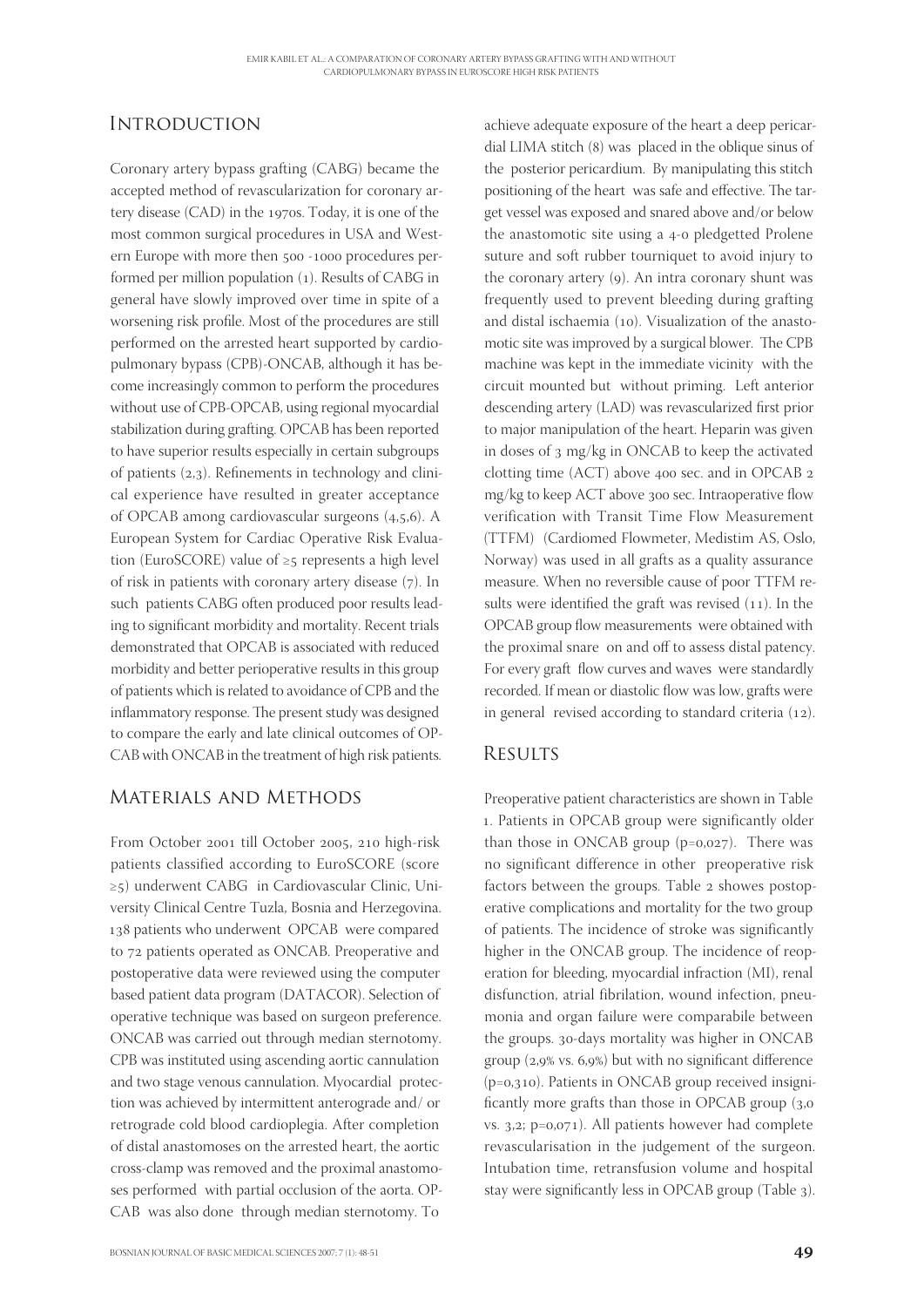## Introduction

Coronary artery bypass grafting (CABG) became the accepted method of revascularization for coronary artery disease (CAD) in the 1970s. Today, it is one of the most common surgical procedures in USA and Western Europe with more then 500 -1000 procedures performed per million population (1). Results of CABG in general have slowly improved over time in spite of a worsening risk profile. Most of the procedures are still performed on the arrested heart supported by cardiopulmonary bypass (CPB)-ONCAB, although it has become increasingly common to perform the procedures without use of CPB-OPCAB, using regional myocardial stabilization during grafting. OPCAB has been reported to have superior results especially in certain subgroups of patients (2,3). Refinements in technology and clinical experience have resulted in greater acceptance of OPCAB among cardiovascular surgeons (4,5,6). A European System for Cardiac Operative Risk Evaluation (EuroSCORE) value of ≥5 represents a high level of risk in patients with coronary artery disease (7). In such patients CABG often produced poor results leading to significant morbidity and mortality. Recent trials demonstrated that OPCAB is associated with reduced morbidity and better perioperative results in this group of patients which is related to avoidance of CPB and the inflammatory response. The present study was designed to compare the early and late clinical outcomes of OPCAB with ONCAB in the treatment of high risk patients.

## Materials and Methods

From October 2001 till October 2005, 210 high-risk patients classified according to EuroSCORE (score ≥5) underwent CABG in Cardiovascular Clinic, University Clinical Centre Tuzla, Bosnia and Herzegovina. 138 patients who underwent OPCAB were compared to 72 patients operated as ONCAB. Preoperative and postoperative data were reviewed using the computer based patient data program (DATACOR). Selection of operative technique was based on surgeon preference. ONCAB was carried out through median sternotomy. CPB was instituted using ascending aortic cannulation and two stage venous cannulation. Myocardial protection was achieved by intermittent anterograde and/ or retrograde cold blood cardioplegia. After completion of distal anastomoses on the arrested heart, the aortic cross-clamp was removed and the proximal anastomoses performed with partial occlusion of the aorta. OPCAB was also done through median sternotomy. To achieve adequate exposure of the heart a deep pericardial LIMA stitch (8) was placed in the oblique sinus of the posterior pericardium. By manipulating this stitch positioning of the heart was safe and effective. The target vessel was exposed and snared above and/or below the anastomotic site using a 4-0 pledgetted Prolene suture and soft rubber tourniquet to avoid injury to the coronary artery (9). An intra coronary shunt was frequently used to prevent bleeding during grafting and distal ischaemia (10). Visualization of the anastomotic site was improved by a surgical blower. The CPB machine was kept in the immediate vicinity with the circuit mounted but without priming. Left anterior descending artery (LAD) was revascularized first prior to major manipulation of the heart. Heparin was given in doses of 3 mg/kg in ONCAB to keep the activated clotting time (ACT) above 400 sec. and in OPCAB 2 mg/kg to keep ACT above 300 sec. Intraoperative flow verification with Transit Time Flow Measurement (TTFM) (Cardiomed Flowmeter, Medistim AS, Oslo, Norway) was used in all grafts as a quality assurance measure. When no reversible cause of poor TTFM results were identified the graft was revised (11). In the OPCAB group flow measurements were obtained with the proximal snare on and off to assess distal patency. For every graft flow curves and waves were standardly recorded. If mean or diastolic flow was low, grafts were in general revised according to standard criteria (12).

## Results

Preoperative patient characteristics are shown in Table 1. Patients in OPCAB group were significantly older than those in ONCAB group (p=0,027). There was no significant difference in other preoperative risk factors between the groups. Table 2 showes postoperative complications and mortality for the two group of patients. The incidence of stroke was significantly higher in the ONCAB group. The incidence of reoperation for bleeding, myocardial infraction (MI), renal disfunction, atrial fibrilation, wound infection, pneumonia and organ failure were comparabile between the groups. 30-days mortality was higher in ONCAB group (2,9% vs. 6,9%) but with no significant difference (p=0,310). Patients in ONCAB group received insignificantly more grafts than those in OPCAB group (3,0 vs. 3,2; p=0,071). All patients however had complete revascularisation in the judgement of the surgeon. Intubation time, retransfusion volume and hospital stay were significantly less in OPCAB group (Table 3).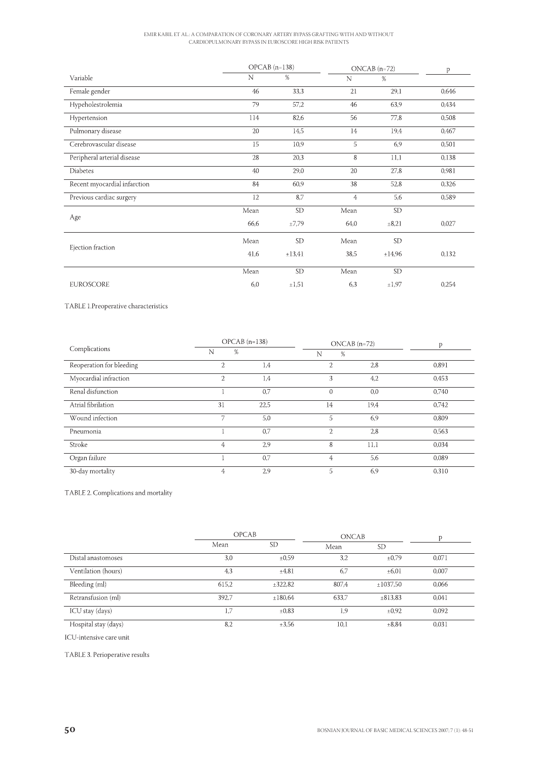| Variable | OPCAB (n=138) | | ONCAB (n=72) | | p |
|---|---|---|---|---|---|
| | N | % | N | % | |
| Female gender | 46 | 33,3 | 21 | 29,1 | 0,646 |
| Hypeholestrolemia | 79 | 57,2 | 46 | 63,9 | 0,434 |
| Hypertension | 114 | 82,6 | 56 | 77,8 | 0,508 |
| Pulmonary disease | 20 | 14,5 | 14 | 19,4 | 0,467 |
| Cerebrovascular disease | 15 | 10,9 | 5 | 6,9 | 0,501 |
| Peripheral arterial disease | 28 | 20,3 | 8 | 11,1 | 0,138 |
| Diabetes | 40 | 29,0 | 20 | 27,8 | 0,981 |
| Recent myocardial infarction | 84 | 60,9 | 38 | 52,8 | 0,326 |
| Previous cardiac surgery | 12 | 8,7 | 4 | 5,6 | 0,589 |
| Age | Mean | SD | Mean | SD | |
| | 66,6 | ±7,79 | 64,0 | ±8,21 | 0,027 |
| Ejection fraction | Mean | SD | Mean | SD | |
| | 41,6 | +13,41 | 38,5 | +14,96 | 0,132 |
| | Mean | SD | Mean | SD | |
| EUROSCORE | 6,0 | ±1,51 | 6,3 | ±1,97 | 0,254 |

TABLE 1.Preoperative characteristics

| Complications | OPCAB (n=138) | | ONCAB (n=72) | | p |
|---|---|---|---|---|---|
| | N | % | N | % | |
| Reoperation for bleeding | 2 | 1,4 | 2 | 2,8 | 0,891 |
| Myocardial infraction | 2 | 1,4 | 3 | 4,2 | 0,453 |
| Renal disfunction | 1 | 0,7 | 0 | 0,0 | 0,740 |
| Atrial fibrilation | 31 | 22,5 | 14 | 19,4 | 0,742 |
| Wound infection | 7 | 5,0 | 5 | 6,9 | 0,809 |
| Pneumonia | 1 | 0,7 | 2 | 2,8 | 0,563 |
| Stroke | 4 | 2,9 | 8 | 11,1 | 0,034 |
| Organ failure | 1 | 0,7 | 4 | 5,6 | 0,089 |
| 30-day mortality | 4 | 2,9 | 5 | 6,9 | 0,310 |

TABLE 2. Complications and mortality

| | OPCAB | | ONCAB | | p |
|---|---|---|---|---|---|
| | Mean | SD | Mean | SD | |
| Distal anastomoses | 3,0 | ±0,59 | 3,2 | ±0,79 | 0,071 |
| Ventilation (hours) | 4,3 | ±4,81 | 6,7 | ±6,01 | 0,007 |
| Bleeding (ml) | 615,2 | ±322,82 | 807,4 | ±1037,50 | 0,066 |
| Retransfusion (ml) | 392,7 | ±180,64 | 633,7 | ±813,83 | 0,041 |
| ICU stay (days) | 1,7 | ±0,83 | 1,9 | ±0,92 | 0,092 |
| Hospital stay (days) | 8,2 | ±3,56 | 10,1 | ±8,84 | 0,031 |

ICU-intensive care unit

TABLE 3. Perioperative results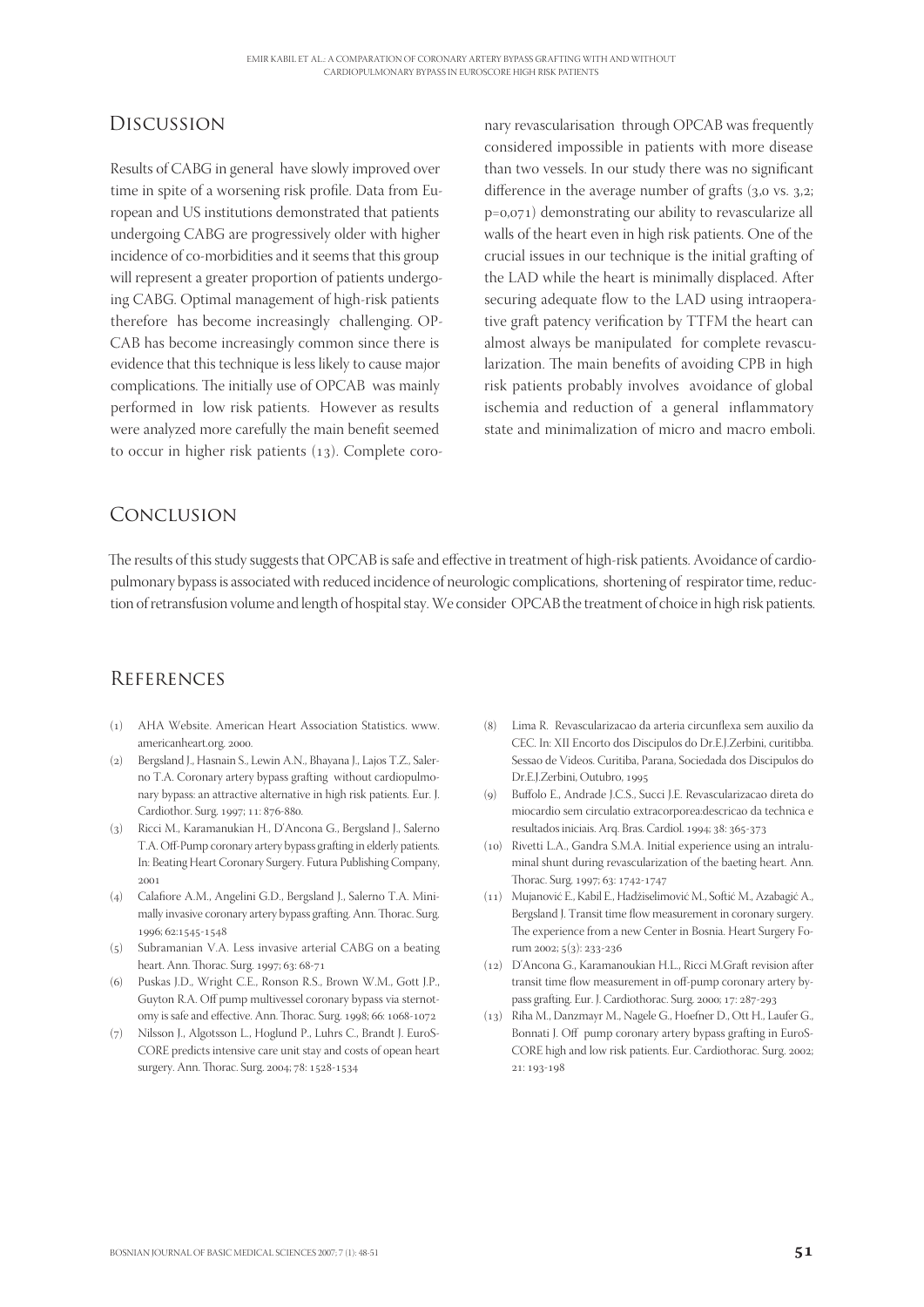## Discussion

Results of CABG in general have slowly improved over time in spite of a worsening risk profile. Data from European and US institutions demonstrated that patients undergoing CABG are progressively older with higher incidence of co-morbidities and it seems that this group will represent a greater proportion of patients undergoing CABG. Optimal management of high-risk patients therefore has become increasingly challenging. OPCAB has become increasingly common since there is evidence that this technique is less likely to cause major complications. The initially use of OPCAB was mainly performed in low risk patients. However as results were analyzed more carefully the main benefit seemed to occur in higher risk patients (13). Complete coronary revascularisation through OPCAB was frequently considered impossible in patients with more disease than two vessels. In our study there was no significant difference in the average number of grafts (3,0 vs. 3,2; p=0,071) demonstrating our ability to revascularize all walls of the heart even in high risk patients. One of the crucial issues in our technique is the initial grafting of the LAD while the heart is minimally displaced. After securing adequate flow to the LAD using intraoperative graft patency verification by TTFM the heart can almost always be manipulated for complete revascularization. The main benefits of avoiding CPB in high risk patients probably involves avoidance of global ischemia and reduction of a general inflammatory state and minimalization of micro and macro emboli.

## Conclusion

The results of this study suggests that OPCAB is safe and effective in treatment of high-risk patients. Avoidance of cardiopulmonary bypass is associated with reduced incidence of neurologic complications, shortening of respirator time, reduction of retransfusion volume and length of hospital stay. We consider OPCAB the treatment of choice in high risk patients.

## References

(1) AHA Website. American Heart Association Statistics. www.americanheart.org. 2000.

(2) Bergsland J., Hasnain S., Lewin A.N., Bhayana J., Lajos T.Z., Salerno T.A. Coronary artery bypass grafting without cardiopulmonary bypass: an attractive alternative in high risk patients. Eur. J. Cardiothor. Surg. 1997; 11: 876-880.

(3) Ricci M., Karamanukian H., D'Ancona G., Bergsland J., Salerno T.A. Off-Pump coronary artery bypass grafting in elderly patients. In: Beating Heart Coronary Surgery. Futura Publishing Company, 2001

(4) Calafiore A.M., Angelini G.D., Bergsland J., Salerno T.A. Minimally invasive coronary artery bypass grafting. Ann. Thorac. Surg. 1996; 62:1545-1548

(5) Subramanian V.A. Less invasive arterial CABG on a beating heart. Ann. Thorac. Surg. 1997; 63: 68-71

(6) Puskas J.D., Wright C.E., Ronson R.S., Brown W.M., Gott J.P., Guyton R.A. Off pump multivessel coronary bypass via sternotomy is safe and effective. Ann. Thorac. Surg. 1998; 66: 1068-1072

(7) Nilsson J., Algotsson L., Hoglund P., Luhrs C., Brandt J. EuroSCORE predicts intensive care unit stay and costs of opean heart surgery. Ann. Thorac. Surg. 2004; 78: 1528-1534

(8) Lima R. Revascularizacao da arteria circunflexa sem auxilio da CEC. In: XII Encorto dos Discipulos do Dr.E.J.Zerbini, curitibba. Sessao de Videos. Curitiba, Parana, Sociedada dos Discipulos do Dr.E.J.Zerbini, Outubro, 1995

(9) Buffolo E., Andrade J.C.S., Succi J.E. Revascularizacao direta do miocardio sem circulatio extracorporea:descricao da technica e resultados iniciais. Arq. Bras. Cardiol. 1994; 38: 365-373

(10) Rivetti L.A., Gandra S.M.A. Initial experience using an intraluminal shunt during revascularization of the baeting heart. Ann. Thorac. Surg. 1997; 63: 1742-1747

(11) Mujanović E., Kabil E., Hadžiselimović M., Softić M., Azabagić A., Bergsland J. Transit time flow measurement in coronary surgery. The experience from a new Center in Bosnia. Heart Surgery Forum 2002; 5(3): 233-236

(12) D'Ancona G., Karamanoukian H.L., Ricci M.Graft revision after transit time flow measurement in off-pump coronary artery bypass grafting. Eur. J. Cardiothorac. Surg. 2000; 17: 287-293

(13) Riha M., Danzmayr M., Nagele G., Hoefner D., Ott H., Laufer G., Bonnati J. Off pump coronary artery bypass grafting in EuroSCORE high and low risk patients. Eur. Cardiothorac. Surg. 2002; 21: 193-198